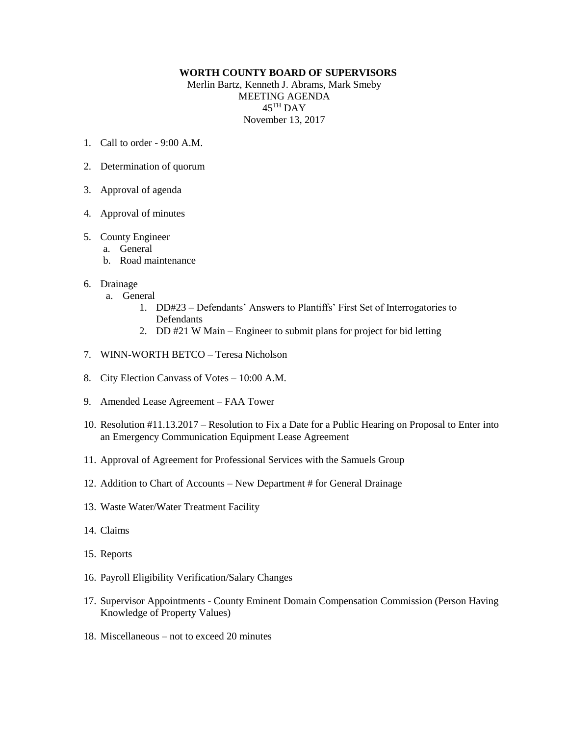**WORTH COUNTY BOARD OF SUPERVISORS**

Merlin Bartz, Kenneth J. Abrams, Mark Smeby

MEETING AGENDA

45TH DAY

November 13, 2017

1. Call to order - 9:00 A.M.
2. Determination of quorum
3. Approval of agenda
4. Approval of minutes
5. County Engineer
   a. General
   b. Road maintenance
6. Drainage
   a. General
      1. DD#23 – Defendants' Answers to Plantiffs' First Set of Interrogatories to Defendants
      2. DD #21 W Main – Engineer to submit plans for project for bid letting
7. WINN-WORTH BETCO – Teresa Nicholson
8. City Election Canvass of Votes – 10:00 A.M.
9. Amended Lease Agreement – FAA Tower
10. Resolution #11.13.2017 – Resolution to Fix a Date for a Public Hearing on Proposal to Enter into an Emergency Communication Equipment Lease Agreement
11. Approval of Agreement for Professional Services with the Samuels Group
12. Addition to Chart of Accounts – New Department # for General Drainage
13. Waste Water/Water Treatment Facility
14. Claims
15. Reports
16. Payroll Eligibility Verification/Salary Changes
17. Supervisor Appointments - County Eminent Domain Compensation Commission (Person Having Knowledge of Property Values)
18. Miscellaneous – not to exceed 20 minutes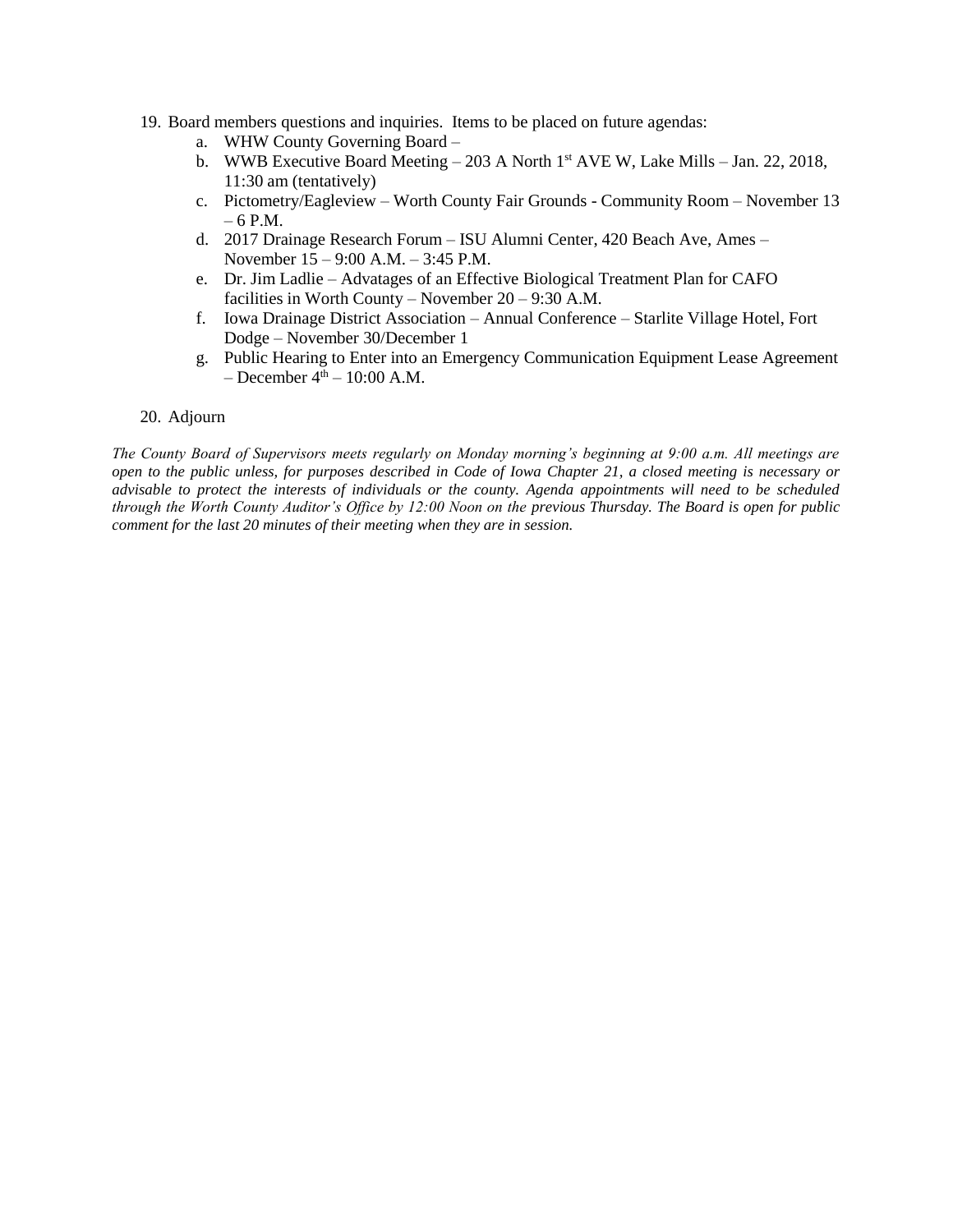19. Board members questions and inquiries. Items to be placed on future agendas:
    a. WHW County Governing Board –
    b. WWB Executive Board Meeting – 203 A North 1st AVE W, Lake Mills – Jan. 22, 2018, 11:30 am (tentatively)
    c. Pictometry/Eagleview – Worth County Fair Grounds - Community Room – November 13 – 6 P.M.
    d. 2017 Drainage Research Forum – ISU Alumni Center, 420 Beach Ave, Ames – November 15 – 9:00 A.M. – 3:45 P.M.
    e. Dr. Jim Ladlie – Advatages of an Effective Biological Treatment Plan for CAFO facilities in Worth County – November 20 – 9:30 A.M.
    f. Iowa Drainage District Association – Annual Conference – Starlite Village Hotel, Fort Dodge – November 30/December 1
    g. Public Hearing to Enter into an Emergency Communication Equipment Lease Agreement – December 4th – 10:00 A.M.

20. Adjourn

*The County Board of Supervisors meets regularly on Monday morning's beginning at 9:00 a.m. All meetings are open to the public unless, for purposes described in Code of Iowa Chapter 21, a closed meeting is necessary or advisable to protect the interests of individuals or the county. Agenda appointments will need to be scheduled through the Worth County Auditor's Office by 12:00 Noon on the previous Thursday. The Board is open for public comment for the last 20 minutes of their meeting when they are in session.*